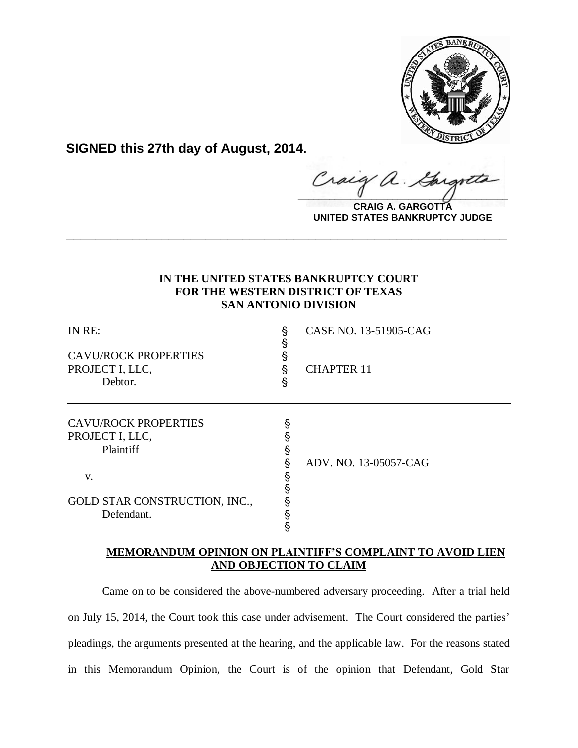**SIGNED this 27th day of August, 2014.**

**CRAIG A. GARGOTTA**
**UNITED STATES BANKRUPTCY JUDGE**

---

**IN THE UNITED STATES BANKRUPTCY COURT**
**FOR THE WESTERN DISTRICT OF TEXAS**
**SAN ANTONIO DIVISION**

| | | |
|---|---|---|
| IN RE: | § | CASE NO. 13-51905-CAG |
| | § | |
| CAVU/ROCK PROPERTIES | § | |
| PROJECT I, LLC, | § | CHAPTER 11 |
| Debtor. | § | |

| | | |
|---|---|---|
| CAVU/ROCK PROPERTIES | § | |
| PROJECT I, LLC, | § | |
| Plaintiff | § | |
| | § | ADV. NO. 13-05057-CAG |
| v. | § | |
| | § | |
| GOLD STAR CONSTRUCTION, INC., | § | |
| Defendant. | § | |
| | § | |

**MEMORANDUM OPINION ON PLAINTIFF'S COMPLAINT TO AVOID LIEN AND OBJECTION TO CLAIM**

Came on to be considered the above-numbered adversary proceeding. After a trial held on July 15, 2014, the Court took this case under advisement. The Court considered the parties' pleadings, the arguments presented at the hearing, and the applicable law. For the reasons stated in this Memorandum Opinion, the Court is of the opinion that Defendant, Gold Star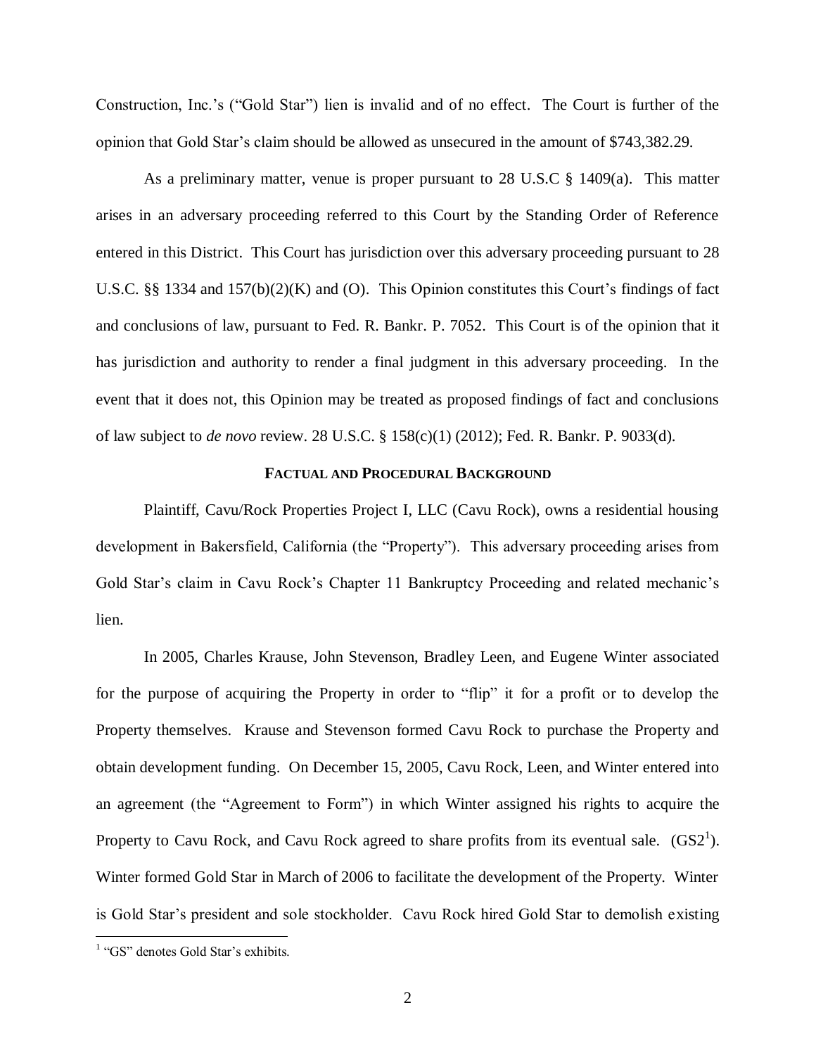Construction, Inc.'s ("Gold Star") lien is invalid and of no effect. The Court is further of the opinion that Gold Star's claim should be allowed as unsecured in the amount of $743,382.29.

As a preliminary matter, venue is proper pursuant to 28 U.S.C § 1409(a). This matter arises in an adversary proceeding referred to this Court by the Standing Order of Reference entered in this District. This Court has jurisdiction over this adversary proceeding pursuant to 28 U.S.C. §§ 1334 and 157(b)(2)(K) and (O). This Opinion constitutes this Court's findings of fact and conclusions of law, pursuant to Fed. R. Bankr. P. 7052. This Court is of the opinion that it has jurisdiction and authority to render a final judgment in this adversary proceeding. In the event that it does not, this Opinion may be treated as proposed findings of fact and conclusions of law subject to *de novo* review. 28 U.S.C. § 158(c)(1) (2012); Fed. R. Bankr. P. 9033(d).

## FACTUAL AND PROCEDURAL BACKGROUND

Plaintiff, Cavu/Rock Properties Project I, LLC (Cavu Rock), owns a residential housing development in Bakersfield, California (the "Property"). This adversary proceeding arises from Gold Star's claim in Cavu Rock's Chapter 11 Bankruptcy Proceeding and related mechanic's lien.

In 2005, Charles Krause, John Stevenson, Bradley Leen, and Eugene Winter associated for the purpose of acquiring the Property in order to "flip" it for a profit or to develop the Property themselves. Krause and Stevenson formed Cavu Rock to purchase the Property and obtain development funding. On December 15, 2005, Cavu Rock, Leen, and Winter entered into an agreement (the "Agreement to Form") in which Winter assigned his rights to acquire the Property to Cavu Rock, and Cavu Rock agreed to share profits from its eventual sale. (GS2[1]). Winter formed Gold Star in March of 2006 to facilitate the development of the Property. Winter is Gold Star's president and sole stockholder. Cavu Rock hired Gold Star to demolish existing

[1] "GS" denotes Gold Star's exhibits.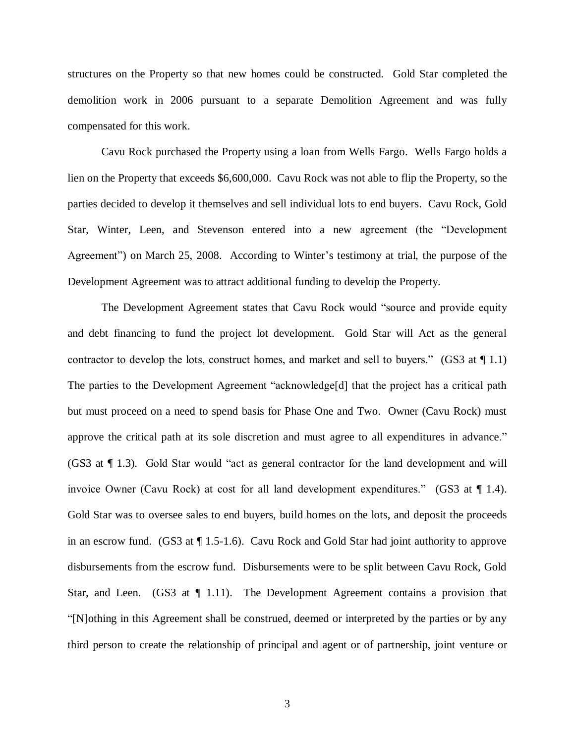structures on the Property so that new homes could be constructed. Gold Star completed the demolition work in 2006 pursuant to a separate Demolition Agreement and was fully compensated for this work.

Cavu Rock purchased the Property using a loan from Wells Fargo. Wells Fargo holds a lien on the Property that exceeds $6,600,000. Cavu Rock was not able to flip the Property, so the parties decided to develop it themselves and sell individual lots to end buyers. Cavu Rock, Gold Star, Winter, Leen, and Stevenson entered into a new agreement (the "Development Agreement") on March 25, 2008. According to Winter's testimony at trial, the purpose of the Development Agreement was to attract additional funding to develop the Property.

The Development Agreement states that Cavu Rock would "source and provide equity and debt financing to fund the project lot development. Gold Star will Act as the general contractor to develop the lots, construct homes, and market and sell to buyers." (GS3 at ¶ 1.1) The parties to the Development Agreement "acknowledge[d] that the project has a critical path but must proceed on a need to spend basis for Phase One and Two. Owner (Cavu Rock) must approve the critical path at its sole discretion and must agree to all expenditures in advance." (GS3 at ¶ 1.3). Gold Star would "act as general contractor for the land development and will invoice Owner (Cavu Rock) at cost for all land development expenditures." (GS3 at ¶ 1.4). Gold Star was to oversee sales to end buyers, build homes on the lots, and deposit the proceeds in an escrow fund. (GS3 at ¶ 1.5-1.6). Cavu Rock and Gold Star had joint authority to approve disbursements from the escrow fund. Disbursements were to be split between Cavu Rock, Gold Star, and Leen. (GS3 at ¶ 1.11). The Development Agreement contains a provision that "[N]othing in this Agreement shall be construed, deemed or interpreted by the parties or by any third person to create the relationship of principal and agent or of partnership, joint venture or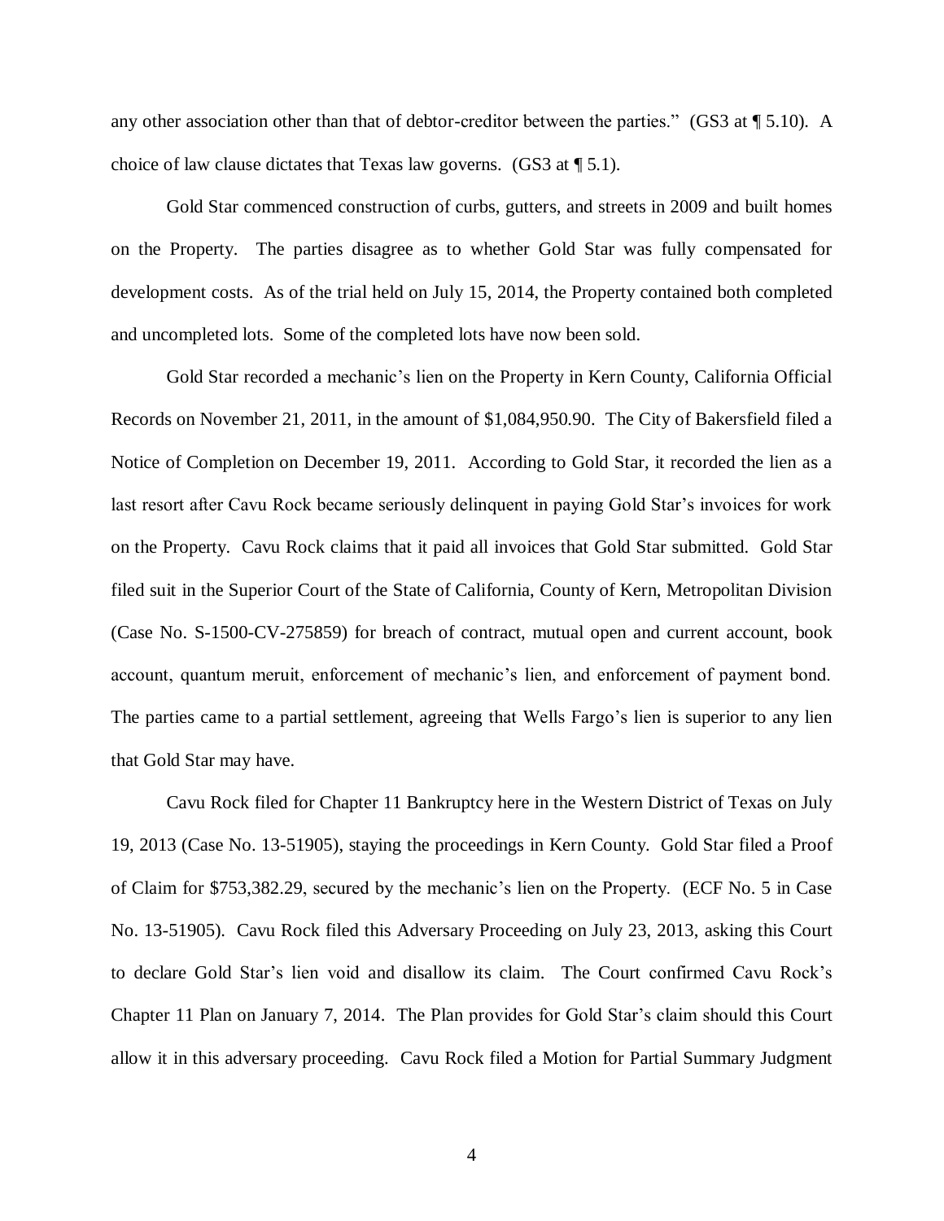any other association other than that of debtor-creditor between the parties." (GS3 at ¶ 5.10). A choice of law clause dictates that Texas law governs. (GS3 at ¶ 5.1).

Gold Star commenced construction of curbs, gutters, and streets in 2009 and built homes on the Property. The parties disagree as to whether Gold Star was fully compensated for development costs. As of the trial held on July 15, 2014, the Property contained both completed and uncompleted lots. Some of the completed lots have now been sold.

Gold Star recorded a mechanic's lien on the Property in Kern County, California Official Records on November 21, 2011, in the amount of $1,084,950.90. The City of Bakersfield filed a Notice of Completion on December 19, 2011. According to Gold Star, it recorded the lien as a last resort after Cavu Rock became seriously delinquent in paying Gold Star's invoices for work on the Property. Cavu Rock claims that it paid all invoices that Gold Star submitted. Gold Star filed suit in the Superior Court of the State of California, County of Kern, Metropolitan Division (Case No. S-1500-CV-275859) for breach of contract, mutual open and current account, book account, quantum meruit, enforcement of mechanic's lien, and enforcement of payment bond. The parties came to a partial settlement, agreeing that Wells Fargo's lien is superior to any lien that Gold Star may have.

Cavu Rock filed for Chapter 11 Bankruptcy here in the Western District of Texas on July 19, 2013 (Case No. 13-51905), staying the proceedings in Kern County. Gold Star filed a Proof of Claim for $753,382.29, secured by the mechanic's lien on the Property. (ECF No. 5 in Case No. 13-51905). Cavu Rock filed this Adversary Proceeding on July 23, 2013, asking this Court to declare Gold Star's lien void and disallow its claim. The Court confirmed Cavu Rock's Chapter 11 Plan on January 7, 2014. The Plan provides for Gold Star's claim should this Court allow it in this adversary proceeding. Cavu Rock filed a Motion for Partial Summary Judgment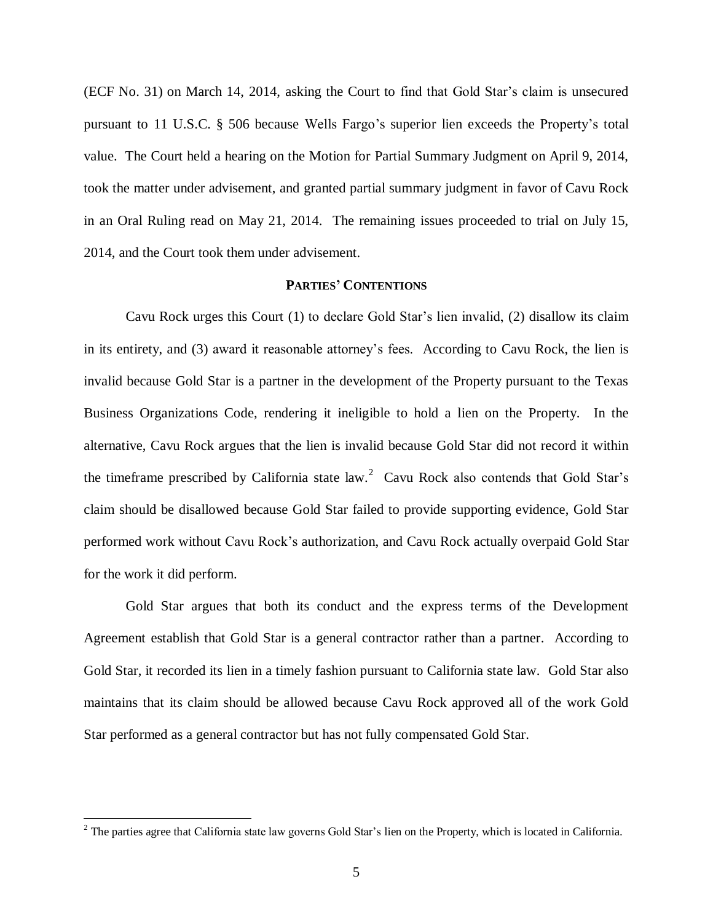(ECF No. 31) on March 14, 2014, asking the Court to find that Gold Star's claim is unsecured pursuant to 11 U.S.C. § 506 because Wells Fargo's superior lien exceeds the Property's total value. The Court held a hearing on the Motion for Partial Summary Judgment on April 9, 2014, took the matter under advisement, and granted partial summary judgment in favor of Cavu Rock in an Oral Ruling read on May 21, 2014. The remaining issues proceeded to trial on July 15, 2014, and the Court took them under advisement.

## PARTIES' CONTENTIONS

Cavu Rock urges this Court (1) to declare Gold Star's lien invalid, (2) disallow its claim in its entirety, and (3) award it reasonable attorney's fees. According to Cavu Rock, the lien is invalid because Gold Star is a partner in the development of the Property pursuant to the Texas Business Organizations Code, rendering it ineligible to hold a lien on the Property. In the alternative, Cavu Rock argues that the lien is invalid because Gold Star did not record it within the timeframe prescribed by California state law.[2] Cavu Rock also contends that Gold Star's claim should be disallowed because Gold Star failed to provide supporting evidence, Gold Star performed work without Cavu Rock's authorization, and Cavu Rock actually overpaid Gold Star for the work it did perform.

Gold Star argues that both its conduct and the express terms of the Development Agreement establish that Gold Star is a general contractor rather than a partner. According to Gold Star, it recorded its lien in a timely fashion pursuant to California state law. Gold Star also maintains that its claim should be allowed because Cavu Rock approved all of the work Gold Star performed as a general contractor but has not fully compensated Gold Star.

[2] The parties agree that California state law governs Gold Star's lien on the Property, which is located in California.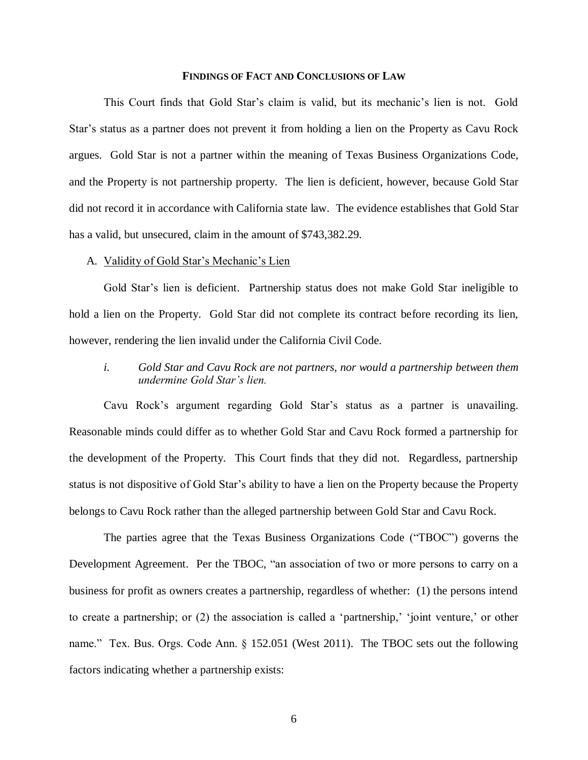## FINDINGS OF FACT AND CONCLUSIONS OF LAW

This Court finds that Gold Star's claim is valid, but its mechanic's lien is not. Gold Star's status as a partner does not prevent it from holding a lien on the Property as Cavu Rock argues. Gold Star is not a partner within the meaning of Texas Business Organizations Code, and the Property is not partnership property. The lien is deficient, however, because Gold Star did not record it in accordance with California state law. The evidence establishes that Gold Star has a valid, but unsecured, claim in the amount of $743,382.29.

### A. Validity of Gold Star's Mechanic's Lien

Gold Star's lien is deficient. Partnership status does not make Gold Star ineligible to hold a lien on the Property. Gold Star did not complete its contract before recording its lien, however, rendering the lien invalid under the California Civil Code.

#### *i. Gold Star and Cavu Rock are not partners, nor would a partnership between them undermine Gold Star's lien.*

Cavu Rock's argument regarding Gold Star's status as a partner is unavailing. Reasonable minds could differ as to whether Gold Star and Cavu Rock formed a partnership for the development of the Property. This Court finds that they did not. Regardless, partnership status is not dispositive of Gold Star's ability to have a lien on the Property because the Property belongs to Cavu Rock rather than the alleged partnership between Gold Star and Cavu Rock.

The parties agree that the Texas Business Organizations Code ("TBOC") governs the Development Agreement. Per the TBOC, "an association of two or more persons to carry on a business for profit as owners creates a partnership, regardless of whether: (1) the persons intend to create a partnership; or (2) the association is called a 'partnership,' 'joint venture,' or other name." Tex. Bus. Orgs. Code Ann. § 152.051 (West 2011). The TBOC sets out the following factors indicating whether a partnership exists: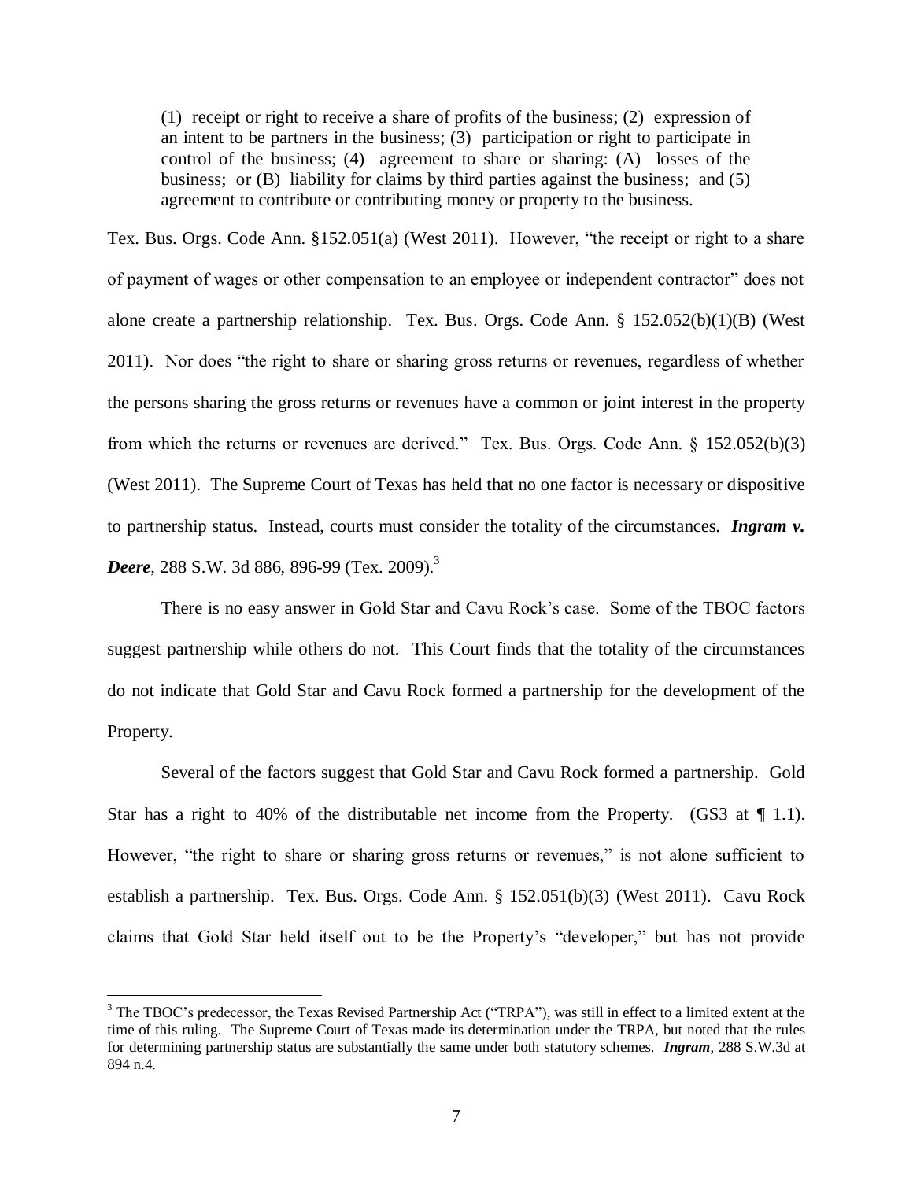> (1) receipt or right to receive a share of profits of the business; (2) expression of an intent to be partners in the business; (3) participation or right to participate in control of the business; (4) agreement to share or sharing: (A) losses of the business; or (B) liability for claims by third parties against the business; and (5) agreement to contribute or contributing money or property to the business.

Tex. Bus. Orgs. Code Ann. §152.051(a) (West 2011). However, "the receipt or right to a share of payment of wages or other compensation to an employee or independent contractor" does not alone create a partnership relationship. Tex. Bus. Orgs. Code Ann. § 152.052(b)(1)(B) (West 2011). Nor does "the right to share or sharing gross returns or revenues, regardless of whether the persons sharing the gross returns or revenues have a common or joint interest in the property from which the returns or revenues are derived." Tex. Bus. Orgs. Code Ann. § 152.052(b)(3) (West 2011). The Supreme Court of Texas has held that no one factor is necessary or dispositive to partnership status. Instead, courts must consider the totality of the circumstances. ***Ingram v. Deere***, 288 S.W. 3d 886, 896-99 (Tex. 2009).[3]

There is no easy answer in Gold Star and Cavu Rock's case. Some of the TBOC factors suggest partnership while others do not. This Court finds that the totality of the circumstances do not indicate that Gold Star and Cavu Rock formed a partnership for the development of the Property.

Several of the factors suggest that Gold Star and Cavu Rock formed a partnership. Gold Star has a right to 40% of the distributable net income from the Property. (GS3 at ¶ 1.1). However, "the right to share or sharing gross returns or revenues," is not alone sufficient to establish a partnership. Tex. Bus. Orgs. Code Ann. § 152.051(b)(3) (West 2011). Cavu Rock claims that Gold Star held itself out to be the Property's "developer," but has not provide

---

[3] The TBOC's predecessor, the Texas Revised Partnership Act ("TRPA"), was still in effect to a limited extent at the time of this ruling. The Supreme Court of Texas made its determination under the TRPA, but noted that the rules for determining partnership status are substantially the same under both statutory schemes. ***Ingram***, 288 S.W.3d at 894 n.4.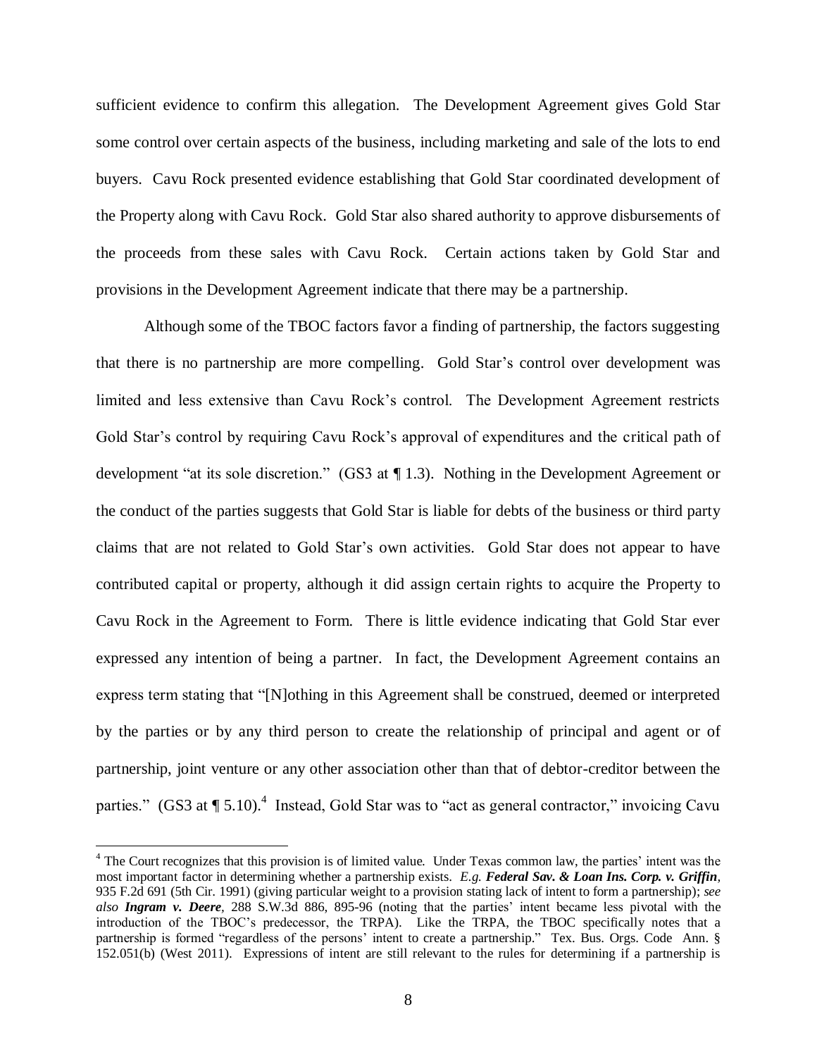sufficient evidence to confirm this allegation. The Development Agreement gives Gold Star some control over certain aspects of the business, including marketing and sale of the lots to end buyers. Cavu Rock presented evidence establishing that Gold Star coordinated development of the Property along with Cavu Rock. Gold Star also shared authority to approve disbursements of the proceeds from these sales with Cavu Rock. Certain actions taken by Gold Star and provisions in the Development Agreement indicate that there may be a partnership.

Although some of the TBOC factors favor a finding of partnership, the factors suggesting that there is no partnership are more compelling. Gold Star's control over development was limited and less extensive than Cavu Rock's control. The Development Agreement restricts Gold Star's control by requiring Cavu Rock's approval of expenditures and the critical path of development "at its sole discretion." (GS3 at ¶ 1.3). Nothing in the Development Agreement or the conduct of the parties suggests that Gold Star is liable for debts of the business or third party claims that are not related to Gold Star's own activities. Gold Star does not appear to have contributed capital or property, although it did assign certain rights to acquire the Property to Cavu Rock in the Agreement to Form. There is little evidence indicating that Gold Star ever expressed any intention of being a partner. In fact, the Development Agreement contains an express term stating that "[N]othing in this Agreement shall be construed, deemed or interpreted by the parties or by any third person to create the relationship of principal and agent or of partnership, joint venture or any other association other than that of debtor-creditor between the parties." (GS3 at ¶ 5.10).[4] Instead, Gold Star was to "act as general contractor," invoicing Cavu

---

[4] The Court recognizes that this provision is of limited value. Under Texas common law, the parties' intent was the most important factor in determining whether a partnership exists. *E.g.* ***Federal Sav. & Loan Ins. Corp. v. Griffin***, 935 F.2d 691 (5th Cir. 1991) (giving particular weight to a provision stating lack of intent to form a partnership); *see also* ***Ingram v. Deere***, 288 S.W.3d 886, 895-96 (noting that the parties' intent became less pivotal with the introduction of the TBOC's predecessor, the TRPA). Like the TRPA, the TBOC specifically notes that a partnership is formed "regardless of the persons' intent to create a partnership." Tex. Bus. Orgs. Code Ann. § 152.051(b) (West 2011). Expressions of intent are still relevant to the rules for determining if a partnership is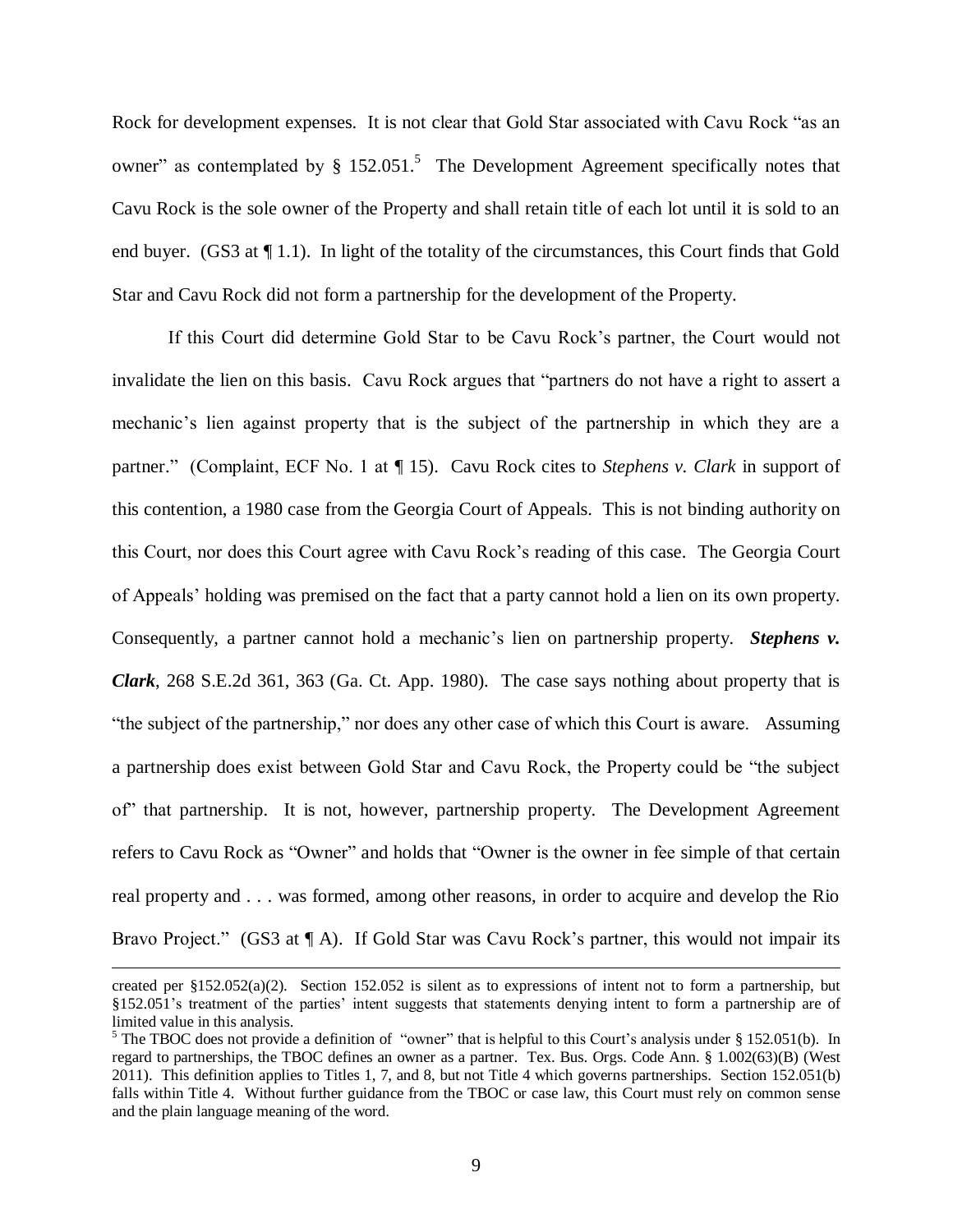Rock for development expenses. It is not clear that Gold Star associated with Cavu Rock "as an owner" as contemplated by § 152.051.[5] The Development Agreement specifically notes that Cavu Rock is the sole owner of the Property and shall retain title of each lot until it is sold to an end buyer. (GS3 at ¶ 1.1). In light of the totality of the circumstances, this Court finds that Gold Star and Cavu Rock did not form a partnership for the development of the Property.

If this Court did determine Gold Star to be Cavu Rock's partner, the Court would not invalidate the lien on this basis. Cavu Rock argues that "partners do not have a right to assert a mechanic's lien against property that is the subject of the partnership in which they are a partner." (Complaint, ECF No. 1 at ¶ 15). Cavu Rock cites to *Stephens v. Clark* in support of this contention, a 1980 case from the Georgia Court of Appeals. This is not binding authority on this Court, nor does this Court agree with Cavu Rock's reading of this case. The Georgia Court of Appeals' holding was premised on the fact that a party cannot hold a lien on its own property. Consequently, a partner cannot hold a mechanic's lien on partnership property. ***Stephens v. Clark***, 268 S.E.2d 361, 363 (Ga. Ct. App. 1980). The case says nothing about property that is "the subject of the partnership," nor does any other case of which this Court is aware. Assuming a partnership does exist between Gold Star and Cavu Rock, the Property could be "the subject of" that partnership. It is not, however, partnership property. The Development Agreement refers to Cavu Rock as "Owner" and holds that "Owner is the owner in fee simple of that certain real property and . . . was formed, among other reasons, in order to acquire and develop the Rio Bravo Project." (GS3 at ¶ A). If Gold Star was Cavu Rock's partner, this would not impair its

---

created per §152.052(a)(2). Section 152.052 is silent as to expressions of intent not to form a partnership, but §152.051's treatment of the parties' intent suggests that statements denying intent to form a partnership are of limited value in this analysis.

[5] The TBOC does not provide a definition of "owner" that is helpful to this Court's analysis under § 152.051(b). In regard to partnerships, the TBOC defines an owner as a partner. Tex. Bus. Orgs. Code Ann. § 1.002(63)(B) (West 2011). This definition applies to Titles 1, 7, and 8, but not Title 4 which governs partnerships. Section 152.051(b) falls within Title 4. Without further guidance from the TBOC or case law, this Court must rely on common sense and the plain language meaning of the word.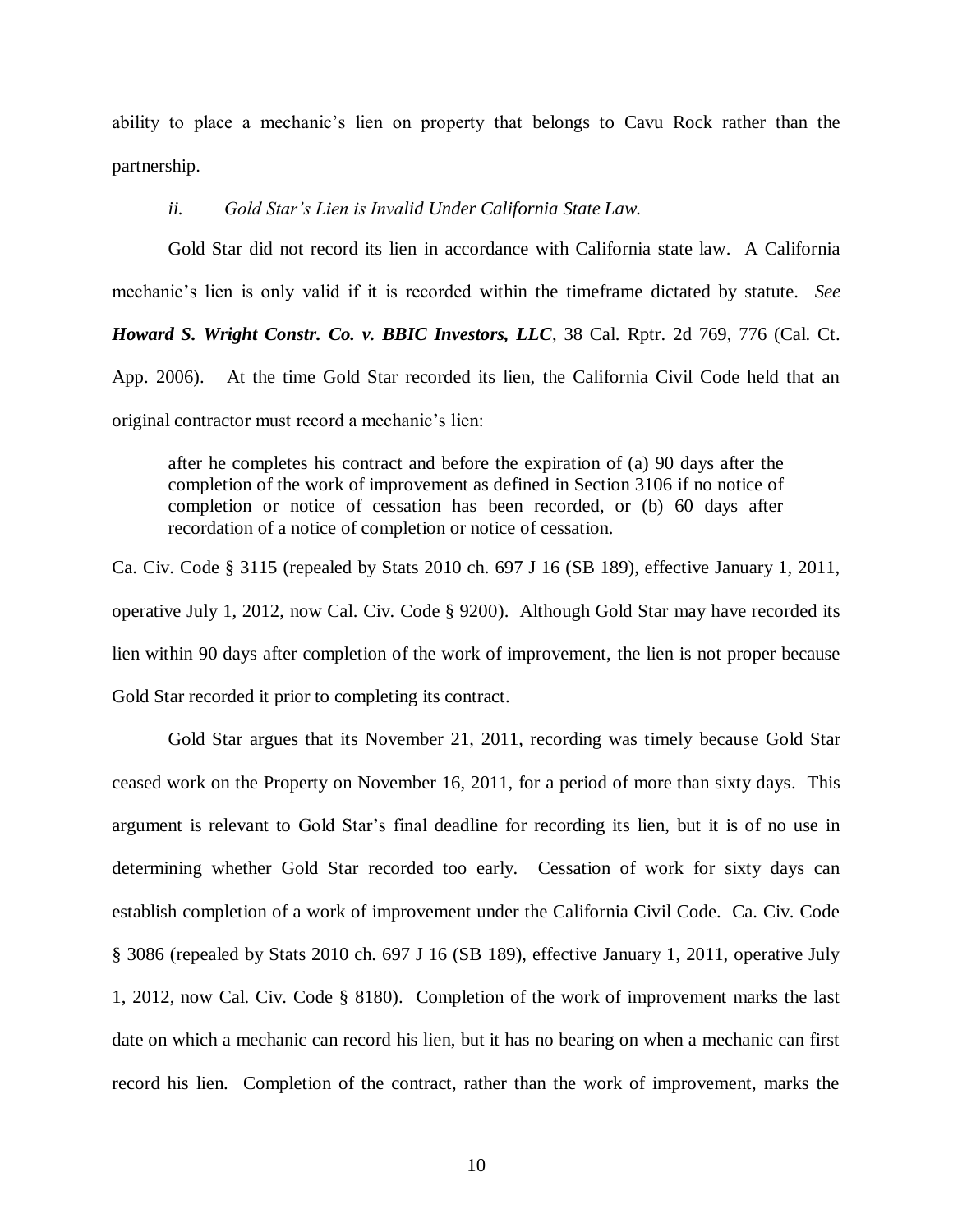ability to place a mechanic's lien on property that belongs to Cavu Rock rather than the partnership.

*ii. Gold Star's Lien is Invalid Under California State Law.*

Gold Star did not record its lien in accordance with California state law. A California mechanic's lien is only valid if it is recorded within the timeframe dictated by statute. *See* ***Howard S. Wright Constr. Co. v. BBIC Investors, LLC***, 38 Cal. Rptr. 2d 769, 776 (Cal. Ct. App. 2006). At the time Gold Star recorded its lien, the California Civil Code held that an original contractor must record a mechanic's lien:

> after he completes his contract and before the expiration of (a) 90 days after the completion of the work of improvement as defined in Section 3106 if no notice of completion or notice of cessation has been recorded, or (b) 60 days after recordation of a notice of completion or notice of cessation.

Ca. Civ. Code § 3115 (repealed by Stats 2010 ch. 697 J 16 (SB 189), effective January 1, 2011, operative July 1, 2012, now Cal. Civ. Code § 9200). Although Gold Star may have recorded its lien within 90 days after completion of the work of improvement, the lien is not proper because Gold Star recorded it prior to completing its contract.

Gold Star argues that its November 21, 2011, recording was timely because Gold Star ceased work on the Property on November 16, 2011, for a period of more than sixty days. This argument is relevant to Gold Star's final deadline for recording its lien, but it is of no use in determining whether Gold Star recorded too early. Cessation of work for sixty days can establish completion of a work of improvement under the California Civil Code. Ca. Civ. Code § 3086 (repealed by Stats 2010 ch. 697 J 16 (SB 189), effective January 1, 2011, operative July 1, 2012, now Cal. Civ. Code § 8180). Completion of the work of improvement marks the last date on which a mechanic can record his lien, but it has no bearing on when a mechanic can first record his lien. Completion of the contract, rather than the work of improvement, marks the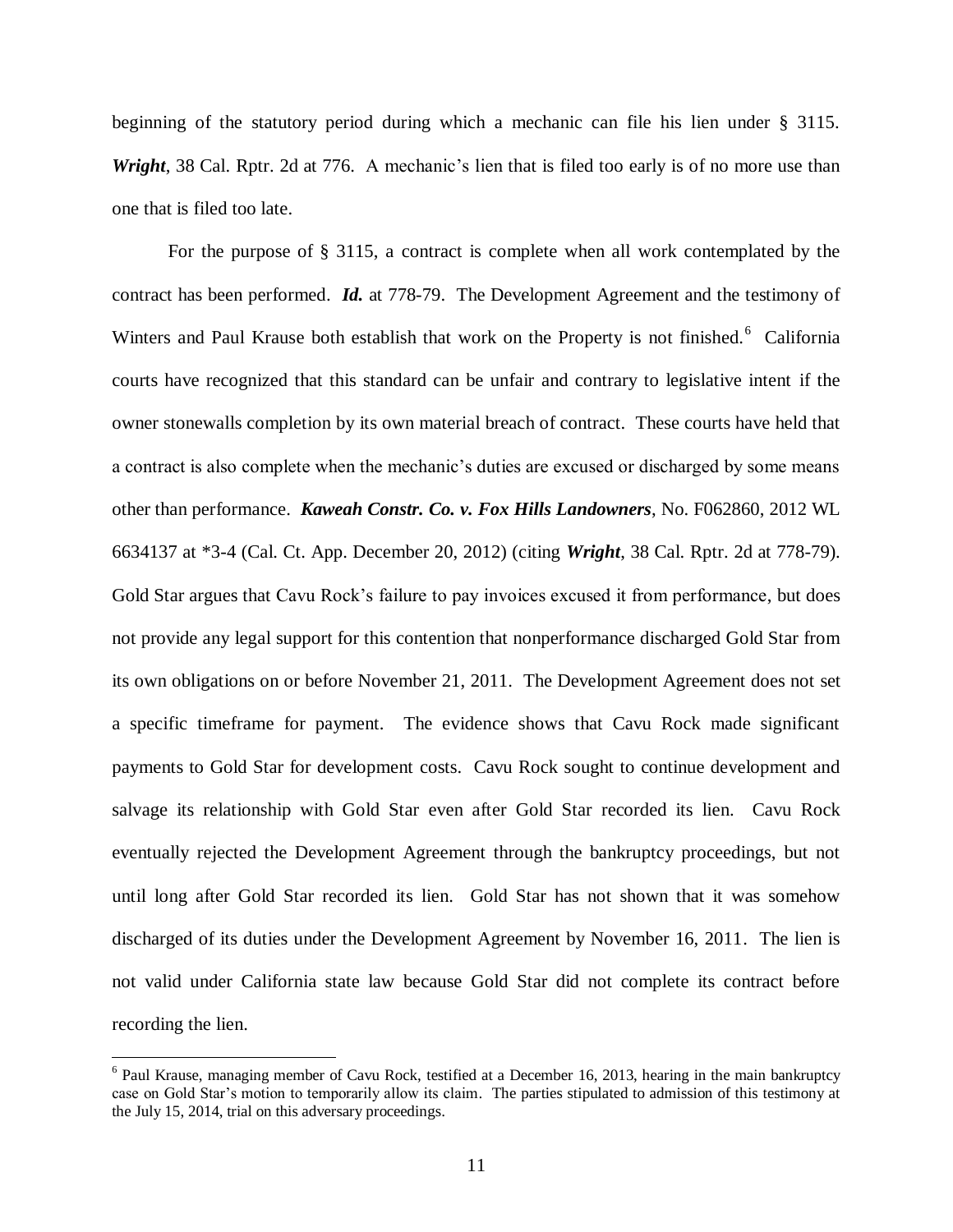beginning of the statutory period during which a mechanic can file his lien under § 3115. ***Wright***, 38 Cal. Rptr. 2d at 776. A mechanic's lien that is filed too early is of no more use than one that is filed too late.

For the purpose of § 3115, a contract is complete when all work contemplated by the contract has been performed. ***Id.*** at 778-79. The Development Agreement and the testimony of Winters and Paul Krause both establish that work on the Property is not finished.[6] California courts have recognized that this standard can be unfair and contrary to legislative intent if the owner stonewalls completion by its own material breach of contract. These courts have held that a contract is also complete when the mechanic's duties are excused or discharged by some means other than performance. ***Kaweah Constr. Co. v. Fox Hills Landowners***, No. F062860, 2012 WL 6634137 at \*3-4 (Cal. Ct. App. December 20, 2012) (citing ***Wright***, 38 Cal. Rptr. 2d at 778-79). Gold Star argues that Cavu Rock's failure to pay invoices excused it from performance, but does not provide any legal support for this contention that nonperformance discharged Gold Star from its own obligations on or before November 21, 2011. The Development Agreement does not set a specific timeframe for payment. The evidence shows that Cavu Rock made significant payments to Gold Star for development costs. Cavu Rock sought to continue development and salvage its relationship with Gold Star even after Gold Star recorded its lien. Cavu Rock eventually rejected the Development Agreement through the bankruptcy proceedings, but not until long after Gold Star recorded its lien. Gold Star has not shown that it was somehow discharged of its duties under the Development Agreement by November 16, 2011. The lien is not valid under California state law because Gold Star did not complete its contract before recording the lien.

[6] Paul Krause, managing member of Cavu Rock, testified at a December 16, 2013, hearing in the main bankruptcy case on Gold Star's motion to temporarily allow its claim. The parties stipulated to admission of this testimony at the July 15, 2014, trial on this adversary proceedings.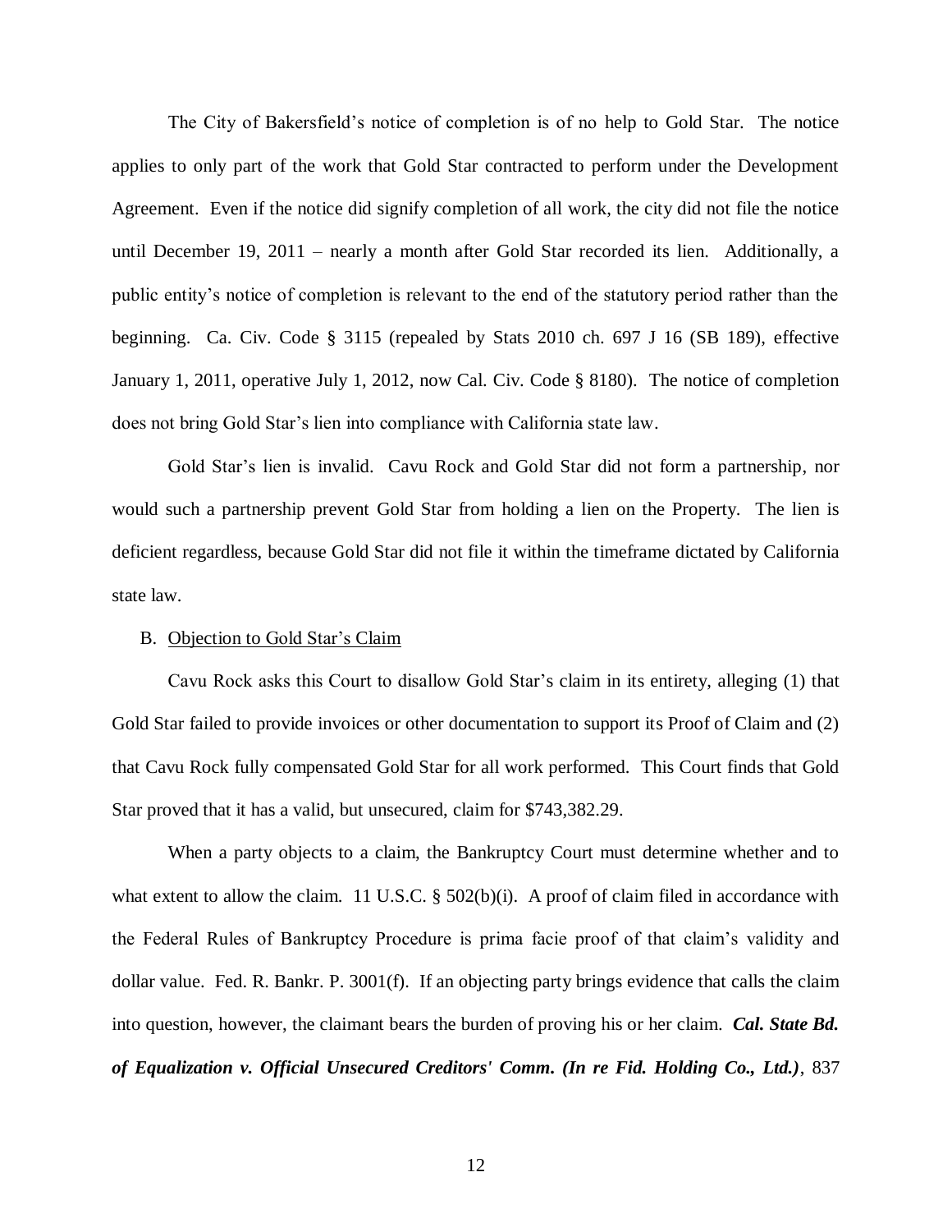The City of Bakersfield's notice of completion is of no help to Gold Star. The notice applies to only part of the work that Gold Star contracted to perform under the Development Agreement. Even if the notice did signify completion of all work, the city did not file the notice until December 19, 2011 – nearly a month after Gold Star recorded its lien. Additionally, a public entity's notice of completion is relevant to the end of the statutory period rather than the beginning. Ca. Civ. Code § 3115 (repealed by Stats 2010 ch. 697 J 16 (SB 189), effective January 1, 2011, operative July 1, 2012, now Cal. Civ. Code § 8180). The notice of completion does not bring Gold Star's lien into compliance with California state law.

Gold Star's lien is invalid. Cavu Rock and Gold Star did not form a partnership, nor would such a partnership prevent Gold Star from holding a lien on the Property. The lien is deficient regardless, because Gold Star did not file it within the timeframe dictated by California state law.

B. Objection to Gold Star's Claim

Cavu Rock asks this Court to disallow Gold Star's claim in its entirety, alleging (1) that Gold Star failed to provide invoices or other documentation to support its Proof of Claim and (2) that Cavu Rock fully compensated Gold Star for all work performed. This Court finds that Gold Star proved that it has a valid, but unsecured, claim for $743,382.29.

When a party objects to a claim, the Bankruptcy Court must determine whether and to what extent to allow the claim. 11 U.S.C. § 502(b)(i). A proof of claim filed in accordance with the Federal Rules of Bankruptcy Procedure is prima facie proof of that claim's validity and dollar value. Fed. R. Bankr. P. 3001(f). If an objecting party brings evidence that calls the claim into question, however, the claimant bears the burden of proving his or her claim. ***Cal. State Bd. of Equalization v. Official Unsecured Creditors' Comm. (In re Fid. Holding Co., Ltd.)***, 837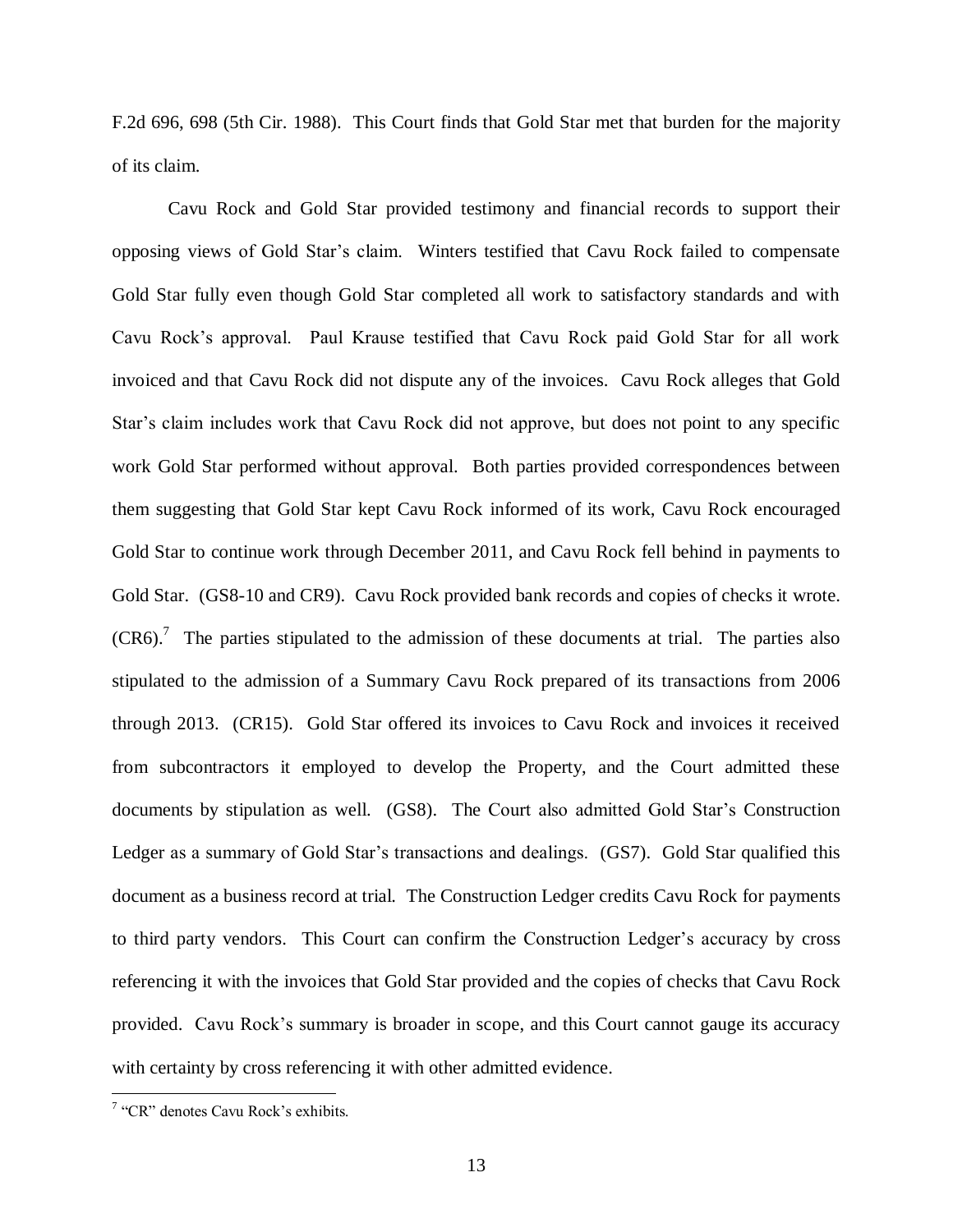F.2d 696, 698 (5th Cir. 1988). This Court finds that Gold Star met that burden for the majority of its claim.

Cavu Rock and Gold Star provided testimony and financial records to support their opposing views of Gold Star's claim. Winters testified that Cavu Rock failed to compensate Gold Star fully even though Gold Star completed all work to satisfactory standards and with Cavu Rock's approval. Paul Krause testified that Cavu Rock paid Gold Star for all work invoiced and that Cavu Rock did not dispute any of the invoices. Cavu Rock alleges that Gold Star's claim includes work that Cavu Rock did not approve, but does not point to any specific work Gold Star performed without approval. Both parties provided correspondences between them suggesting that Gold Star kept Cavu Rock informed of its work, Cavu Rock encouraged Gold Star to continue work through December 2011, and Cavu Rock fell behind in payments to Gold Star. (GS8-10 and CR9). Cavu Rock provided bank records and copies of checks it wrote. (CR6).[7] The parties stipulated to the admission of these documents at trial. The parties also stipulated to the admission of a Summary Cavu Rock prepared of its transactions from 2006 through 2013. (CR15). Gold Star offered its invoices to Cavu Rock and invoices it received from subcontractors it employed to develop the Property, and the Court admitted these documents by stipulation as well. (GS8). The Court also admitted Gold Star's Construction Ledger as a summary of Gold Star's transactions and dealings. (GS7). Gold Star qualified this document as a business record at trial. The Construction Ledger credits Cavu Rock for payments to third party vendors. This Court can confirm the Construction Ledger's accuracy by cross referencing it with the invoices that Gold Star provided and the copies of checks that Cavu Rock provided. Cavu Rock's summary is broader in scope, and this Court cannot gauge its accuracy with certainty by cross referencing it with other admitted evidence.

[7] "CR" denotes Cavu Rock's exhibits.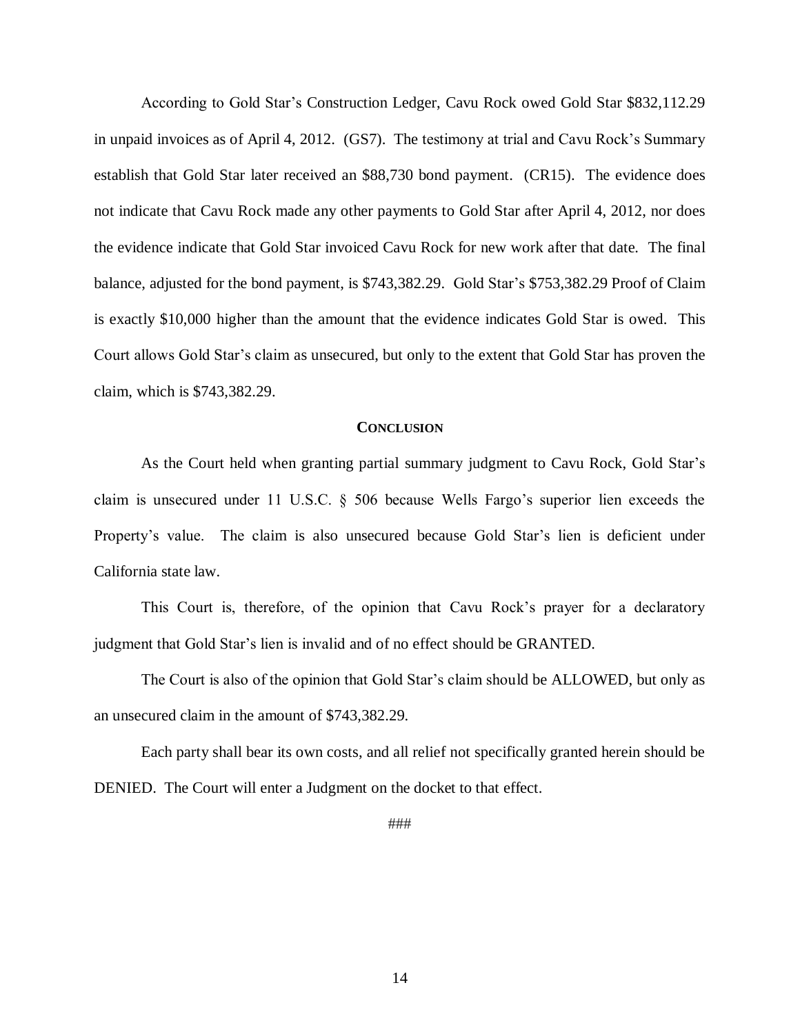According to Gold Star's Construction Ledger, Cavu Rock owed Gold Star $832,112.29 in unpaid invoices as of April 4, 2012. (GS7). The testimony at trial and Cavu Rock's Summary establish that Gold Star later received an $88,730 bond payment. (CR15). The evidence does not indicate that Cavu Rock made any other payments to Gold Star after April 4, 2012, nor does the evidence indicate that Gold Star invoiced Cavu Rock for new work after that date. The final balance, adjusted for the bond payment, is $743,382.29. Gold Star's $753,382.29 Proof of Claim is exactly $10,000 higher than the amount that the evidence indicates Gold Star is owed. This Court allows Gold Star's claim as unsecured, but only to the extent that Gold Star has proven the claim, which is $743,382.29.

## CONCLUSION

As the Court held when granting partial summary judgment to Cavu Rock, Gold Star's claim is unsecured under 11 U.S.C. § 506 because Wells Fargo's superior lien exceeds the Property's value. The claim is also unsecured because Gold Star's lien is deficient under California state law.

This Court is, therefore, of the opinion that Cavu Rock's prayer for a declaratory judgment that Gold Star's lien is invalid and of no effect should be GRANTED.

The Court is also of the opinion that Gold Star's claim should be ALLOWED, but only as an unsecured claim in the amount of $743,382.29.

Each party shall bear its own costs, and all relief not specifically granted herein should be DENIED. The Court will enter a Judgment on the docket to that effect.

###